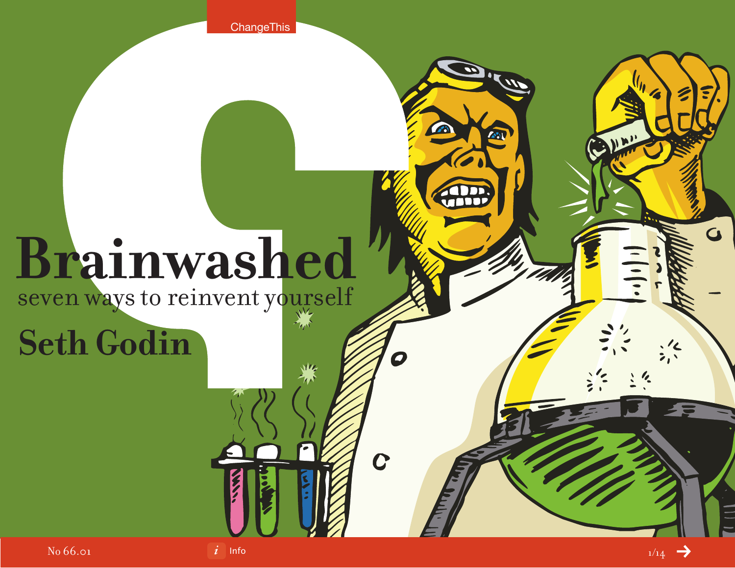# Brainwashed

## seven ways to reinvent yourself

**Seth Godin**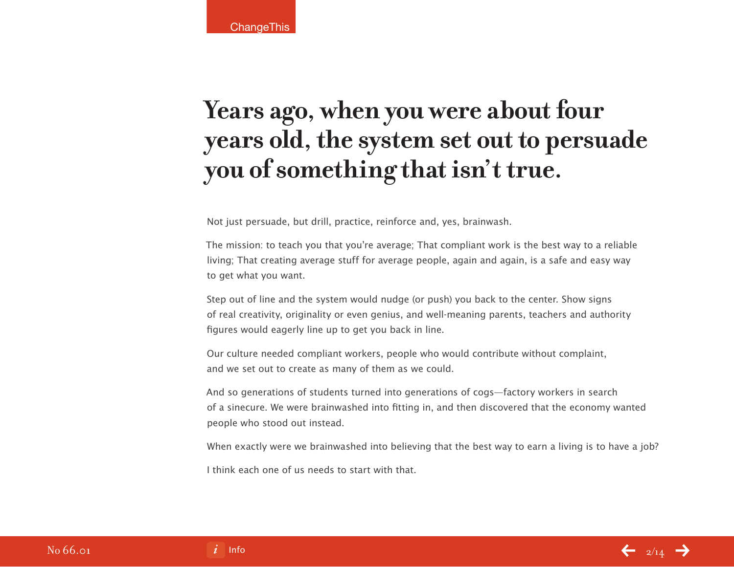# Years ago, when you were about four years old, the system set out to persuade you of something that isn't true.

Not just persuade, but drill, practice, reinforce and, yes, brainwash.

The mission: to teach you that you're average; That compliant work is the best way to a reliable living; That creating average stuff for average people, again and again, is a safe and easy way to get what you want.

Step out of line and the system would nudge (or push) you back to the center. Show signs of real creativity, originality or even genius, and well-meaning parents, teachers and authority figures would eagerly line up to get you back in line.

Our culture needed compliant workers, people who would contribute without complaint, and we set out to create as many of them as we could.

And so generations of students turned into generations of cogs—factory workers in search of a sinecure. We were brainwashed into fitting in, and then discovered that the economy wanted people who stood out instead.

When exactly were we brainwashed into believing that the best way to earn a living is to have a job?

I think each one of us needs to start with that.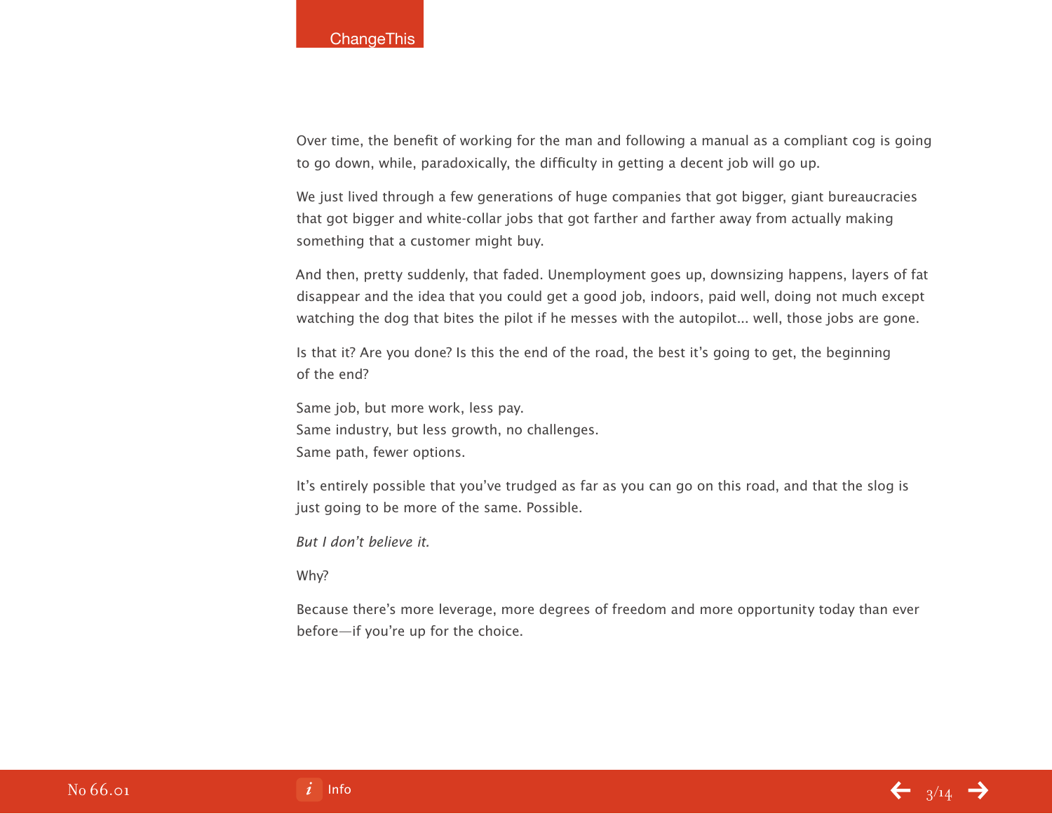Over time, the benefit of working for the man and following a manual as a compliant cog is going to go down, while, paradoxically, the difficulty in getting a decent job will go up.

We just lived through a few generations of huge companies that got bigger, giant bureaucracies that got bigger and white-collar jobs that got farther and farther away from actually making something that a customer might buy.

And then, pretty suddenly, that faded. Unemployment goes up, downsizing happens, layers of fat disappear and the idea that you could get a good job, indoors, paid well, doing not much except watching the dog that bites the pilot if he messes with the autopilot... well, those jobs are gone.

Is that it? Are you done? Is this the end of the road, the best it's going to get, the beginning of the end?

Same job, but more work, less pay.  
Same industry, but less growth, no challenges.  
Same path, fewer options.

It's entirely possible that you've trudged as far as you can go on this road, and that the slog is just going to be more of the same. Possible.

*But I don't believe it.*

Why?

Because there's more leverage, more degrees of freedom and more opportunity today than ever before—if you're up for the choice.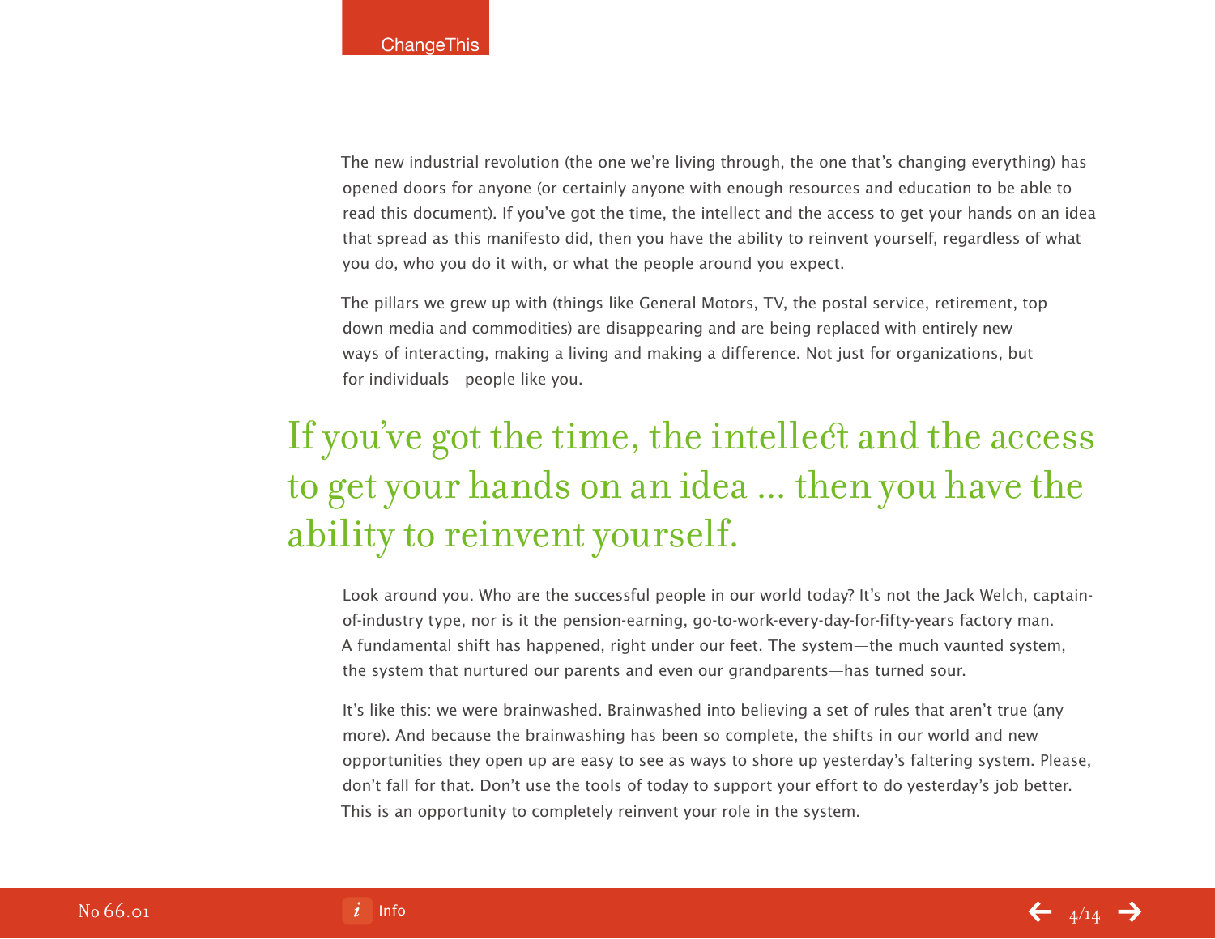The new industrial revolution (the one we're living through, the one that's changing everything) has opened doors for anyone (or certainly anyone with enough resources and education to be able to read this document). If you've got the time, the intellect and the access to get your hands on an idea that spread as this manifesto did, then you have the ability to reinvent yourself, regardless of what you do, who you do it with, or what the people around you expect.

The pillars we grew up with (things like General Motors, TV, the postal service, retirement, top down media and commodities) are disappearing and are being replaced with entirely new ways of interacting, making a living and making a difference. Not just for organizations, but for individuals—people like you.

> If you've got the time, the intellect and the access to get your hands on an idea ... then you have the ability to reinvent yourself.

Look around you. Who are the successful people in our world today? It's not the Jack Welch, captain-of-industry type, nor is it the pension-earning, go-to-work-every-day-for-fifty-years factory man. A fundamental shift has happened, right under our feet. The system—the much vaunted system, the system that nurtured our parents and even our grandparents—has turned sour.

It's like this: we were brainwashed. Brainwashed into believing a set of rules that aren't true (any more). And because the brainwashing has been so complete, the shifts in our world and new opportunities they open up are easy to see as ways to shore up yesterday's faltering system. Please, don't fall for that. Don't use the tools of today to support your effort to do yesterday's job better. This is an opportunity to completely reinvent your role in the system.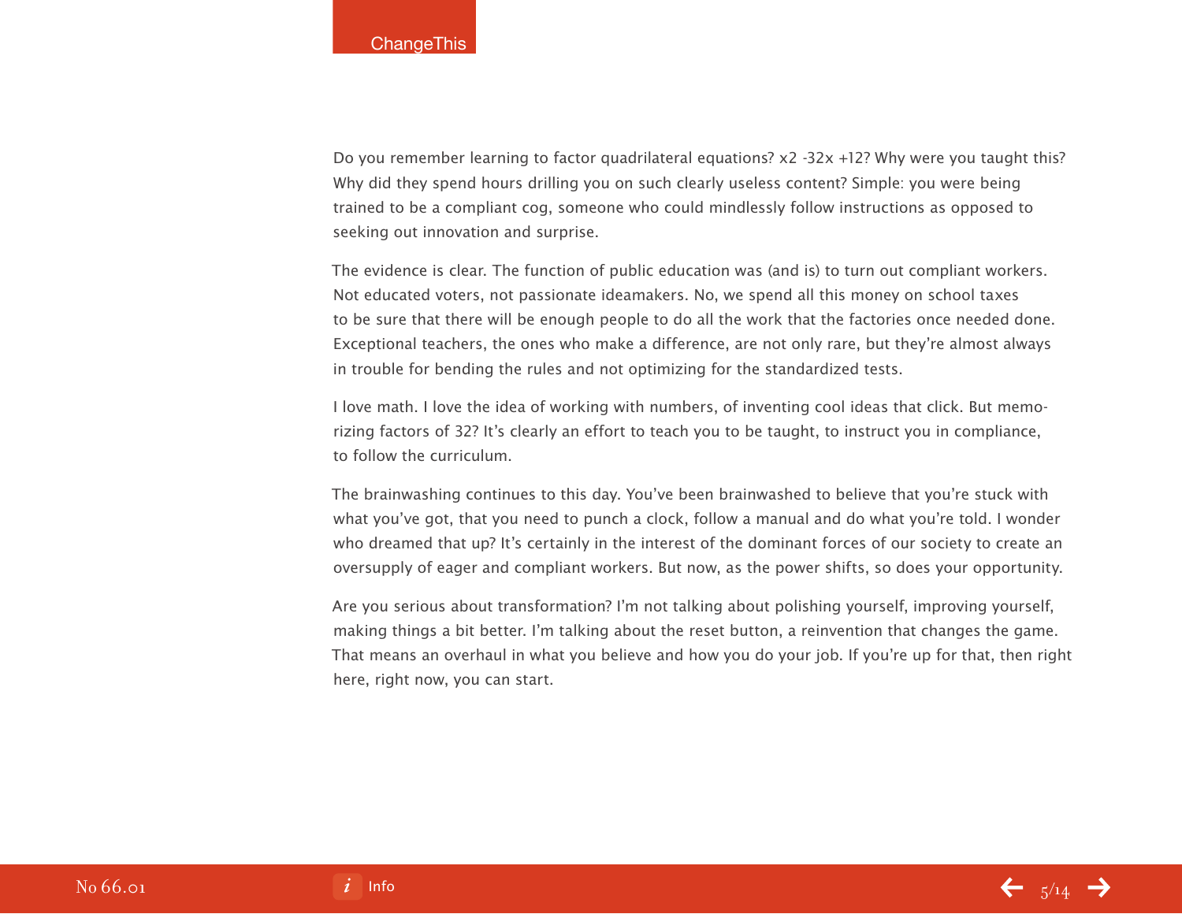Do you remember learning to factor quadrilateral equations? x2 -32x +12? Why were you taught this? Why did they spend hours drilling you on such clearly useless content? Simple: you were being trained to be a compliant cog, someone who could mindlessly follow instructions as opposed to seeking out innovation and surprise.

The evidence is clear. The function of public education was (and is) to turn out compliant workers. Not educated voters, not passionate ideamakers. No, we spend all this money on school taxes to be sure that there will be enough people to do all the work that the factories once needed done. Exceptional teachers, the ones who make a difference, are not only rare, but they're almost always in trouble for bending the rules and not optimizing for the standardized tests.

I love math. I love the idea of working with numbers, of inventing cool ideas that click. But memorizing factors of 32? It's clearly an effort to teach you to be taught, to instruct you in compliance, to follow the curriculum.

The brainwashing continues to this day. You've been brainwashed to believe that you're stuck with what you've got, that you need to punch a clock, follow a manual and do what you're told. I wonder who dreamed that up? It's certainly in the interest of the dominant forces of our society to create an oversupply of eager and compliant workers. But now, as the power shifts, so does your opportunity.

Are you serious about transformation? I'm not talking about polishing yourself, improving yourself, making things a bit better. I'm talking about the reset button, a reinvention that changes the game. That means an overhaul in what you believe and how you do your job. If you're up for that, then right here, right now, you can start.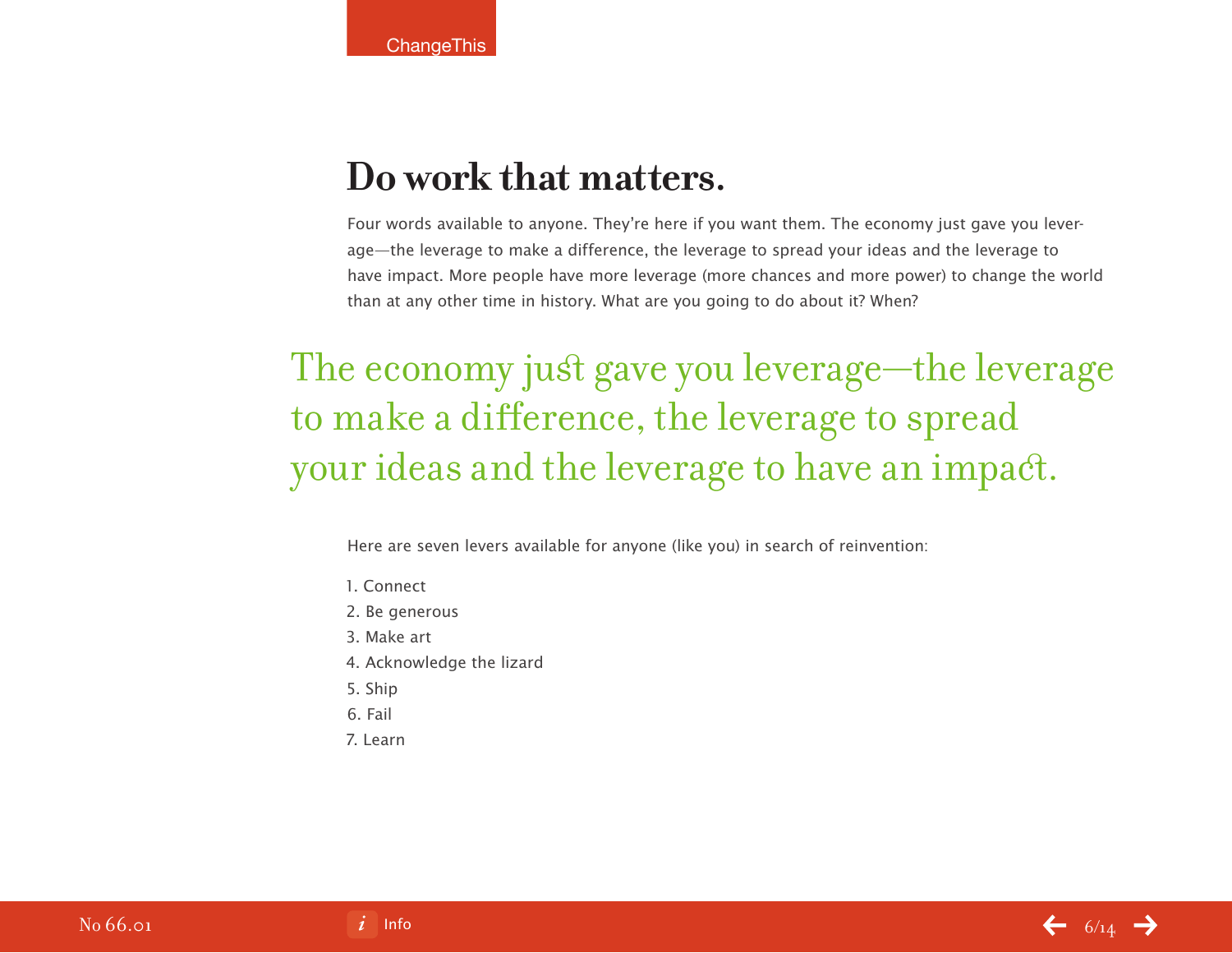# Do work that matters.

Four words available to anyone. They're here if you want them. The economy just gave you leverage—the leverage to make a difference, the leverage to spread your ideas and the leverage to have impact. More people have more leverage (more chances and more power) to change the world than at any other time in history. What are you going to do about it? When?

> The economy just gave you leverage—the leverage to make a difference, the leverage to spread your ideas and the leverage to have an impact.

Here are seven levers available for anyone (like you) in search of reinvention:

1. Connect
2. Be generous
3. Make art
4. Acknowledge the lizard
5. Ship
6. Fail
7. Learn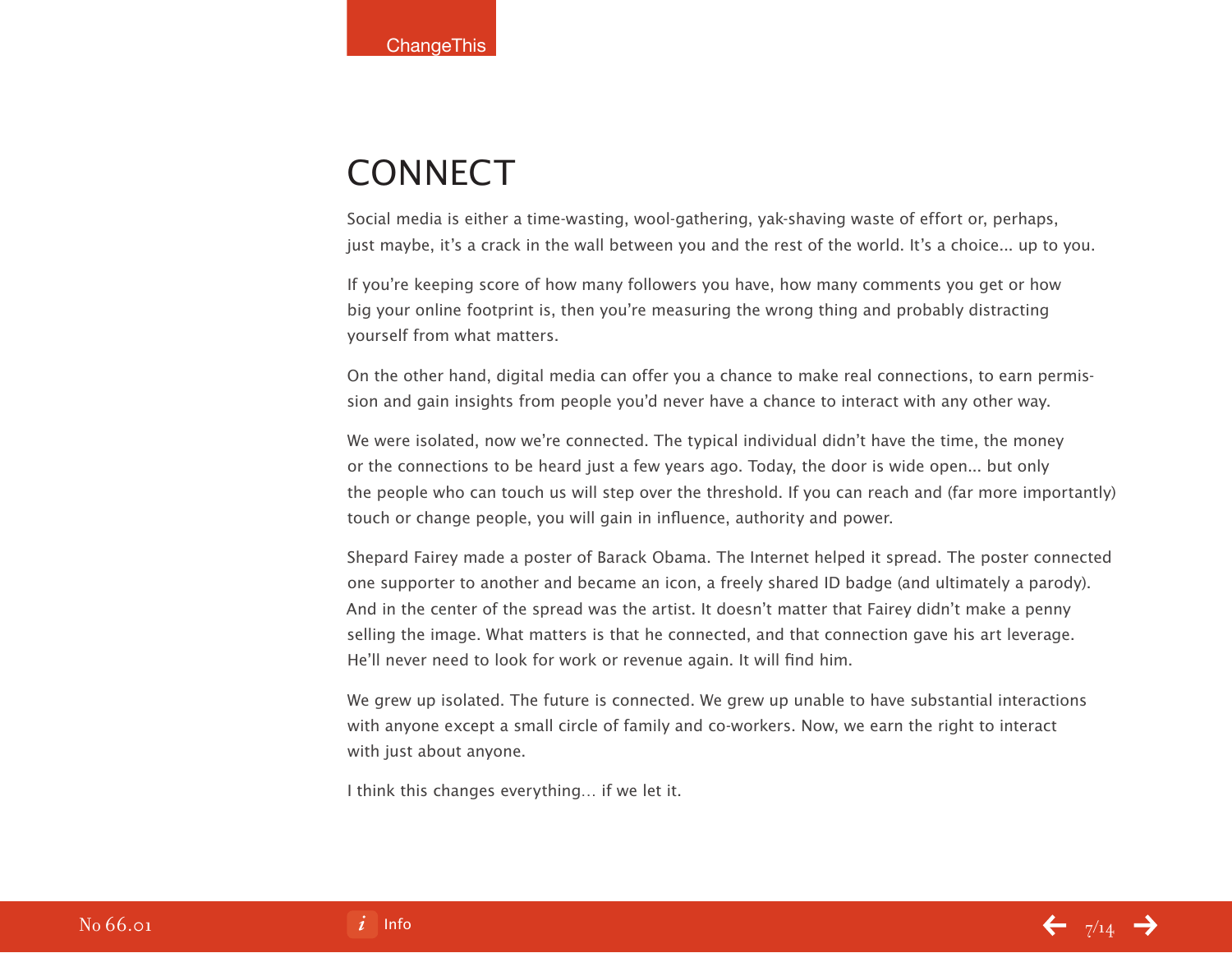# CONNECT

Social media is either a time-wasting, wool-gathering, yak-shaving waste of effort or, perhaps, just maybe, it's a crack in the wall between you and the rest of the world. It's a choice... up to you.

If you're keeping score of how many followers you have, how many comments you get or how big your online footprint is, then you're measuring the wrong thing and probably distracting yourself from what matters.

On the other hand, digital media can offer you a chance to make real connections, to earn permission and gain insights from people you'd never have a chance to interact with any other way.

We were isolated, now we're connected. The typical individual didn't have the time, the money or the connections to be heard just a few years ago. Today, the door is wide open... but only the people who can touch us will step over the threshold. If you can reach and (far more importantly) touch or change people, you will gain in influence, authority and power.

Shepard Fairey made a poster of Barack Obama. The Internet helped it spread. The poster connected one supporter to another and became an icon, a freely shared ID badge (and ultimately a parody). And in the center of the spread was the artist. It doesn't matter that Fairey didn't make a penny selling the image. What matters is that he connected, and that connection gave his art leverage. He'll never need to look for work or revenue again. It will find him.

We grew up isolated. The future is connected. We grew up unable to have substantial interactions with anyone except a small circle of family and co-workers. Now, we earn the right to interact with just about anyone.

I think this changes everything... if we let it.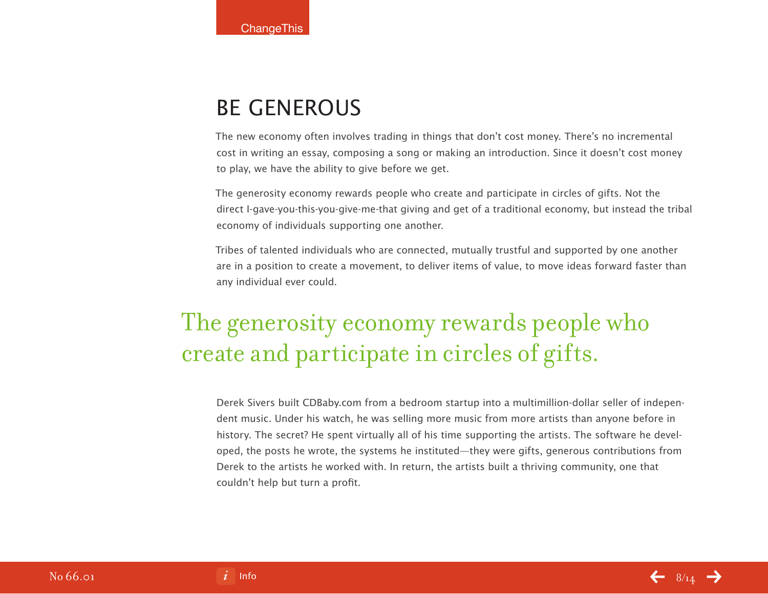## BE GENEROUS

The new economy often involves trading in things that don't cost money. There's no incremental cost in writing an essay, composing a song or making an introduction. Since it doesn't cost money to play, we have the ability to give before we get.

The generosity economy rewards people who create and participate in circles of gifts. Not the direct I-gave-you-this-you-give-me-that giving and get of a traditional economy, but instead the tribal economy of individuals supporting one another.

Tribes of talented individuals who are connected, mutually trustful and supported by one another are in a position to create a movement, to deliver items of value, to move ideas forward faster than any individual ever could.

> The generosity economy rewards people who create and participate in circles of gifts.

Derek Sivers built CDBaby.com from a bedroom startup into a multimillion-dollar seller of independent music. Under his watch, he was selling more music from more artists than anyone before in history. The secret? He spent virtually all of his time supporting the artists. The software he developed, the posts he wrote, the systems he instituted—they were gifts, generous contributions from Derek to the artists he worked with. In return, the artists built a thriving community, one that couldn't help but turn a profit.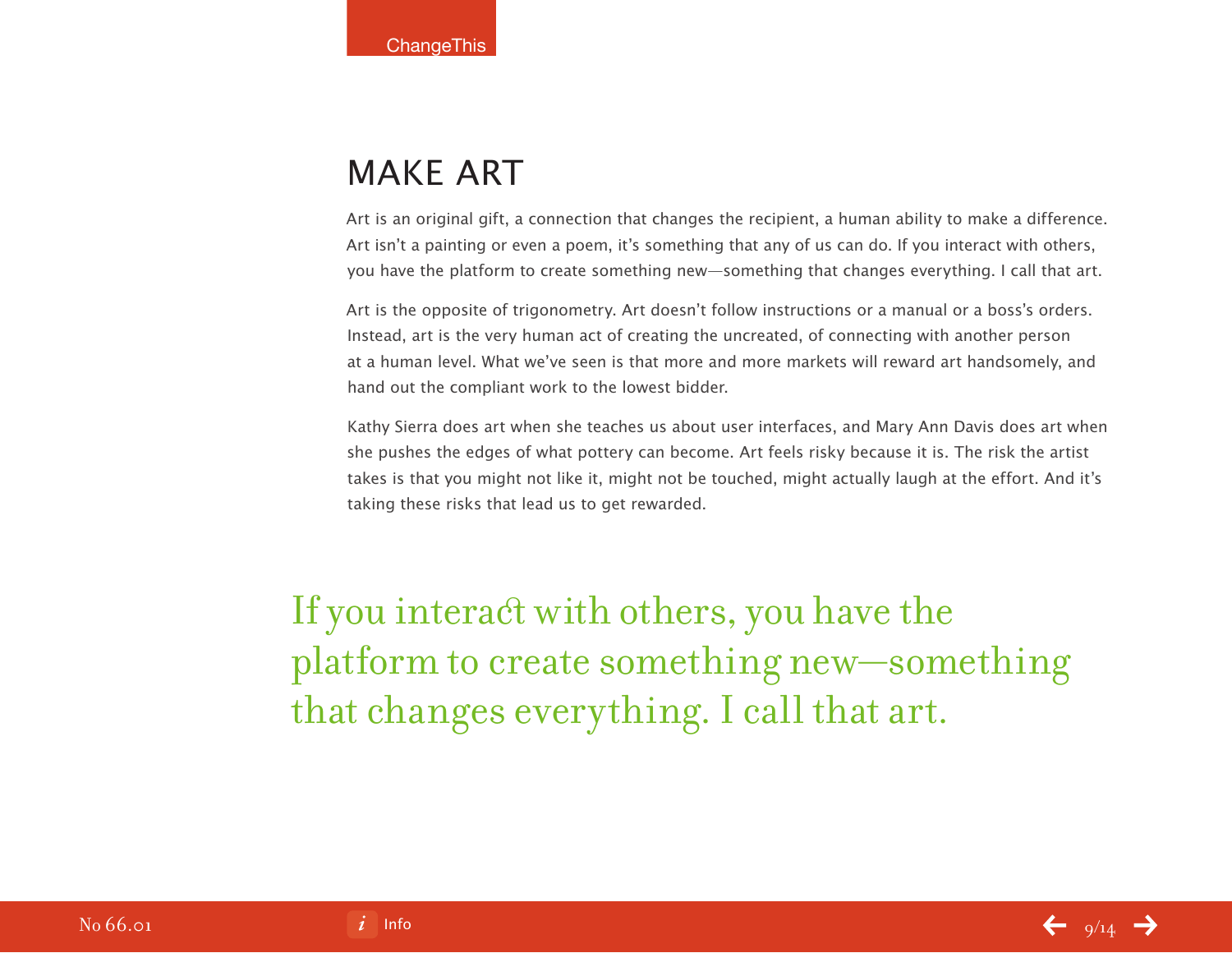## MAKE ART

Art is an original gift, a connection that changes the recipient, a human ability to make a difference. Art isn't a painting or even a poem, it's something that any of us can do. If you interact with others, you have the platform to create something new—something that changes everything. I call that art.

Art is the opposite of trigonometry. Art doesn't follow instructions or a manual or a boss's orders. Instead, art is the very human act of creating the uncreated, of connecting with another person at a human level. What we've seen is that more and more markets will reward art handsomely, and hand out the compliant work to the lowest bidder.

Kathy Sierra does art when she teaches us about user interfaces, and Mary Ann Davis does art when she pushes the edges of what pottery can become. Art feels risky because it is. The risk the artist takes is that you might not like it, might not be touched, might actually laugh at the effort. And it's taking these risks that lead us to get rewarded.

> If you interact with others, you have the platform to create something new—something that changes everything. I call that art.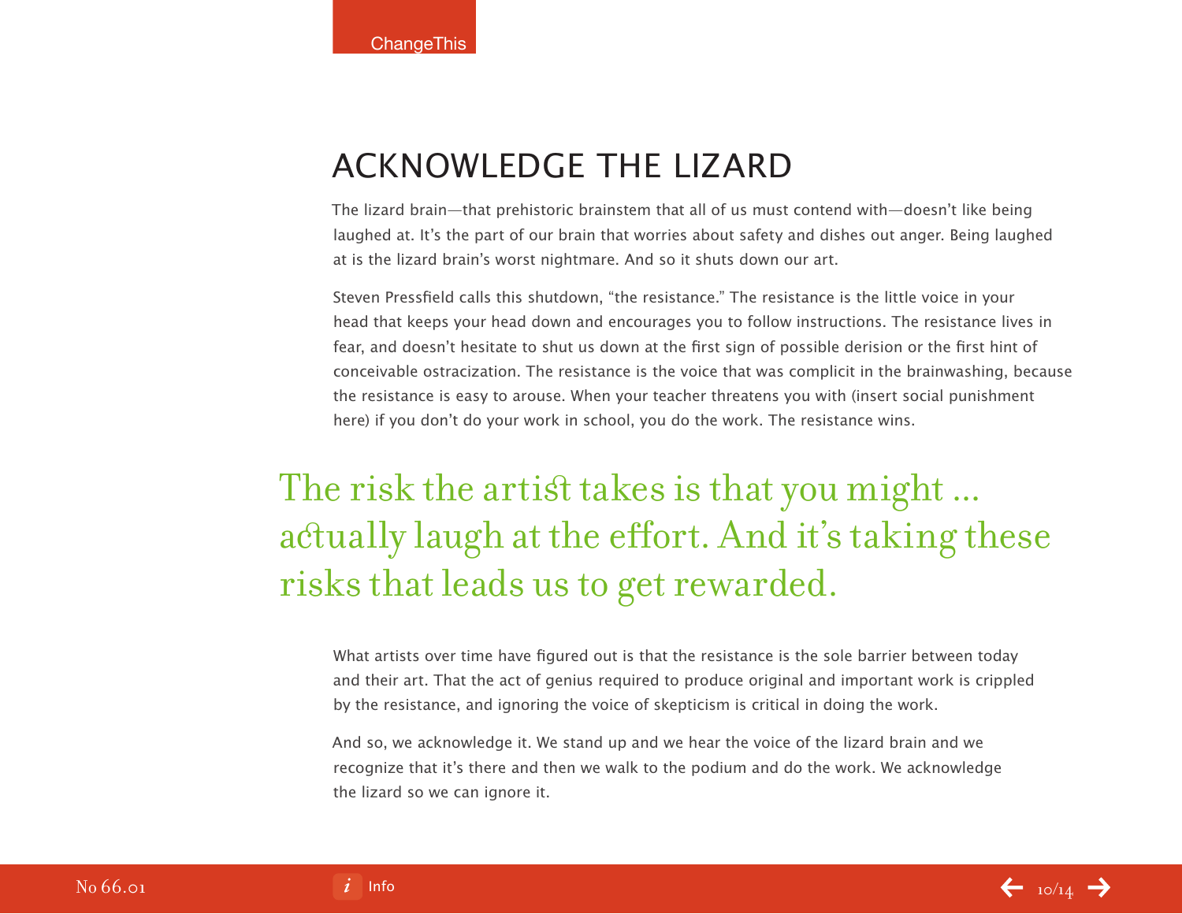## ACKNOWLEDGE THE LIZARD

The lizard brain—that prehistoric brainstem that all of us must contend with—doesn't like being laughed at. It's the part of our brain that worries about safety and dishes out anger. Being laughed at is the lizard brain's worst nightmare. And so it shuts down our art.

Steven Pressfield calls this shutdown, "the resistance." The resistance is the little voice in your head that keeps your head down and encourages you to follow instructions. The resistance lives in fear, and doesn't hesitate to shut us down at the first sign of possible derision or the first hint of conceivable ostracization. The resistance is the voice that was complicit in the brainwashing, because the resistance is easy to arouse. When your teacher threatens you with (insert social punishment here) if you don't do your work in school, you do the work. The resistance wins.

> The risk the artist takes is that you might ... actually laugh at the effort. And it's taking these risks that leads us to get rewarded.

What artists over time have figured out is that the resistance is the sole barrier between today and their art. That the act of genius required to produce original and important work is crippled by the resistance, and ignoring the voice of skepticism is critical in doing the work.

And so, we acknowledge it. We stand up and we hear the voice of the lizard brain and we recognize that it's there and then we walk to the podium and do the work. We acknowledge the lizard so we can ignore it.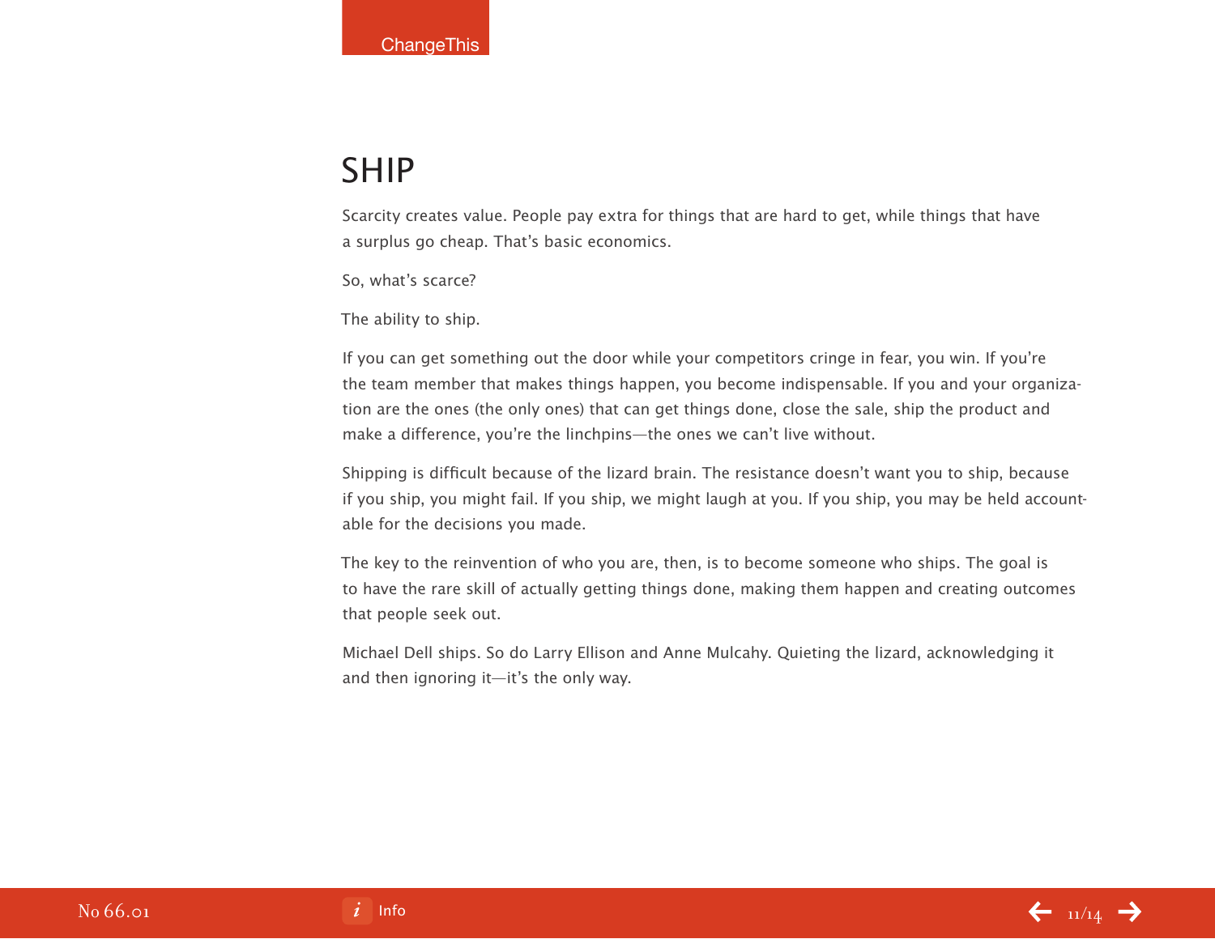# SHIP

Scarcity creates value. People pay extra for things that are hard to get, while things that have a surplus go cheap. That's basic economics.

So, what's scarce?

The ability to ship.

If you can get something out the door while your competitors cringe in fear, you win. If you're the team member that makes things happen, you become indispensable. If you and your organization are the ones (the only ones) that can get things done, close the sale, ship the product and make a difference, you're the linchpins—the ones we can't live without.

Shipping is difficult because of the lizard brain. The resistance doesn't want you to ship, because if you ship, you might fail. If you ship, we might laugh at you. If you ship, you may be held accountable for the decisions you made.

The key to the reinvention of who you are, then, is to become someone who ships. The goal is to have the rare skill of actually getting things done, making them happen and creating outcomes that people seek out.

Michael Dell ships. So do Larry Ellison and Anne Mulcahy. Quieting the lizard, acknowledging it and then ignoring it—it's the only way.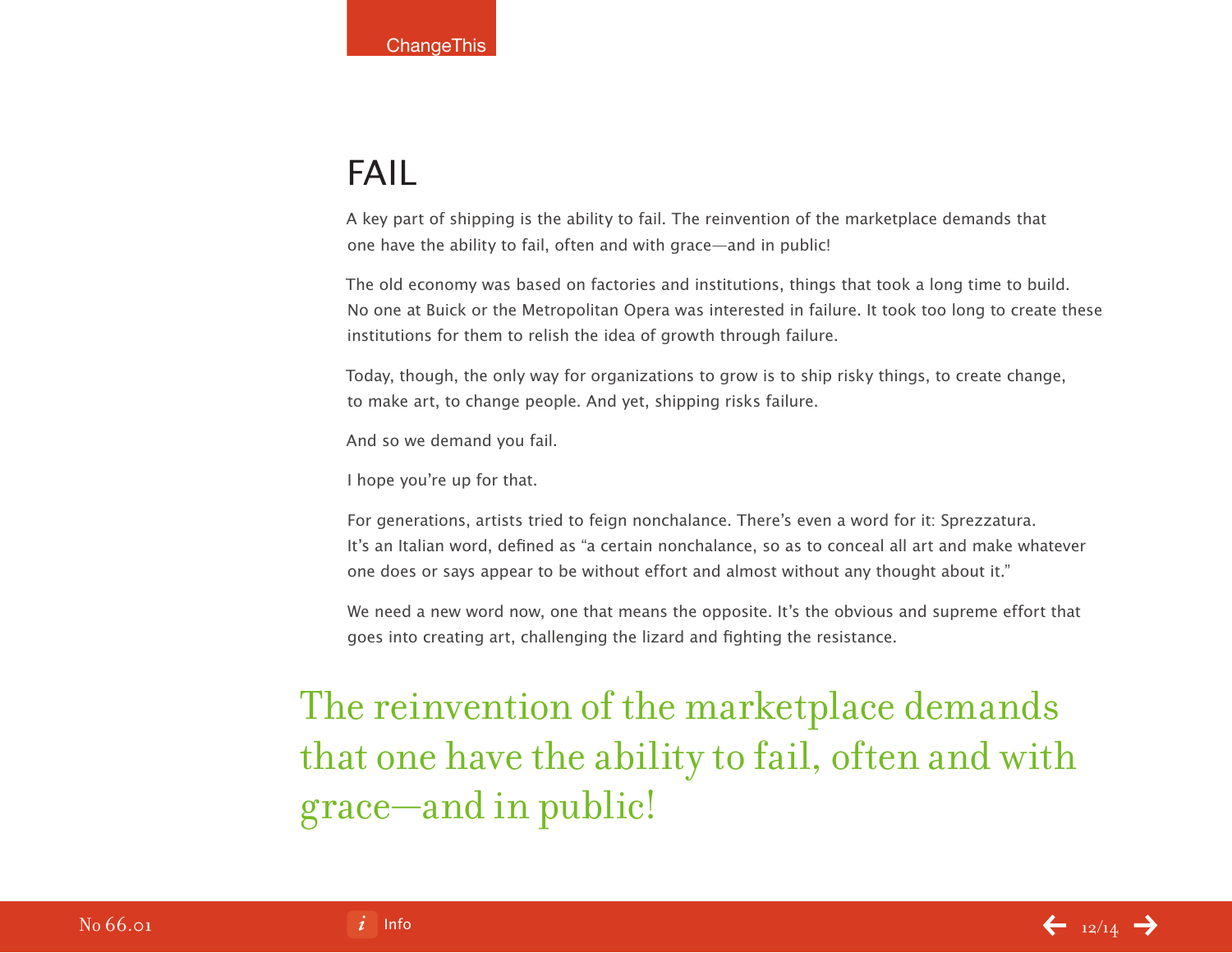# FAIL

A key part of shipping is the ability to fail. The reinvention of the marketplace demands that one have the ability to fail, often and with grace—and in public!

The old economy was based on factories and institutions, things that took a long time to build. No one at Buick or the Metropolitan Opera was interested in failure. It took too long to create these institutions for them to relish the idea of growth through failure.

Today, though, the only way for organizations to grow is to ship risky things, to create change, to make art, to change people. And yet, shipping risks failure.

And so we demand you fail.

I hope you're up for that.

For generations, artists tried to feign nonchalance. There's even a word for it: Sprezzatura. It's an Italian word, defined as "a certain nonchalance, so as to conceal all art and make whatever one does or says appear to be without effort and almost without any thought about it."

We need a new word now, one that means the opposite. It's the obvious and supreme effort that goes into creating art, challenging the lizard and fighting the resistance.

> The reinvention of the marketplace demands that one have the ability to fail, often and with grace—and in public!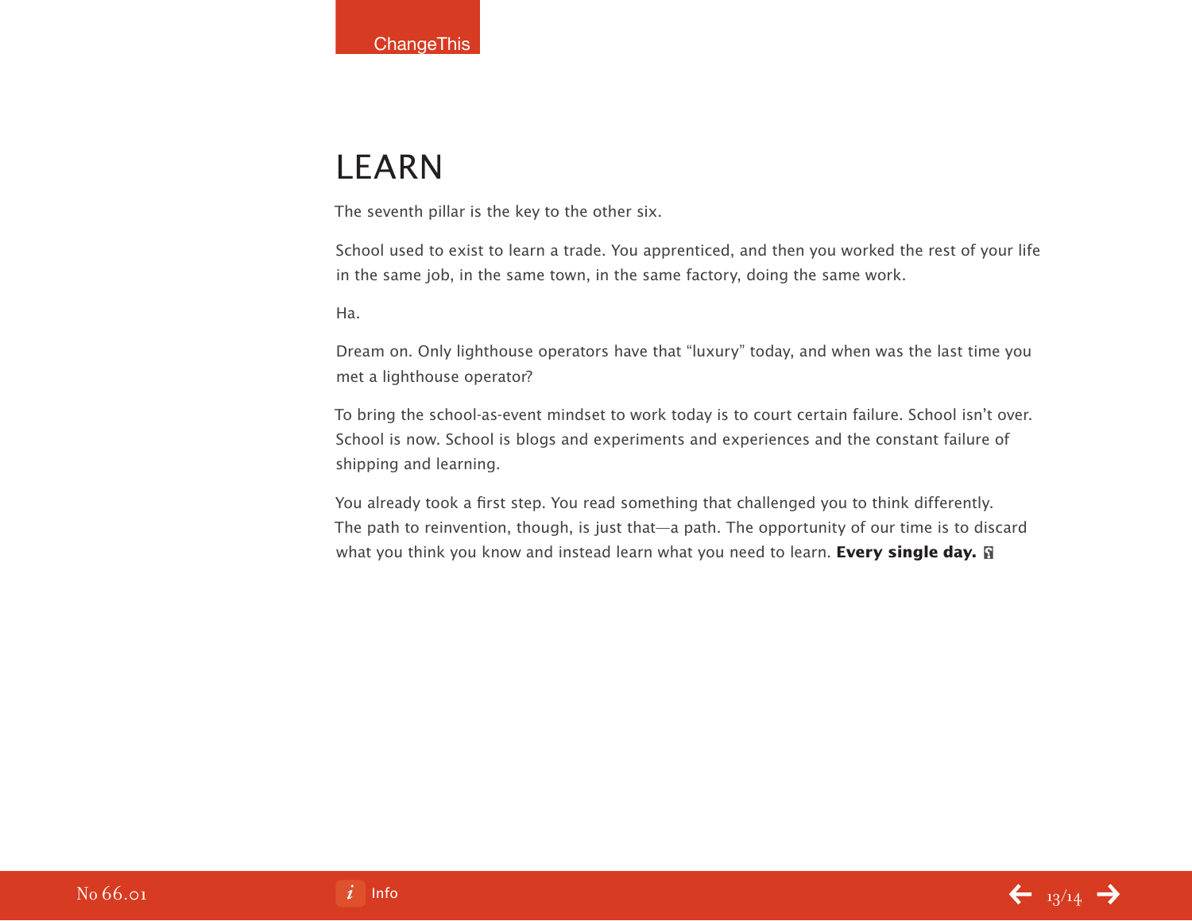## LEARN

The seventh pillar is the key to the other six.

School used to exist to learn a trade. You apprenticed, and then you worked the rest of your life in the same job, in the same town, in the same factory, doing the same work.

Ha.

Dream on. Only lighthouse operators have that "luxury" today, and when was the last time you met a lighthouse operator?

To bring the school-as-event mindset to work today is to court certain failure. School isn't over. School is now. School is blogs and experiments and experiences and the constant failure of shipping and learning.

You already took a first step. You read something that challenged you to think differently. The path to reinvention, though, is just that—a path. The opportunity of our time is to discard what you think you know and instead learn what you need to learn. **Every single day.**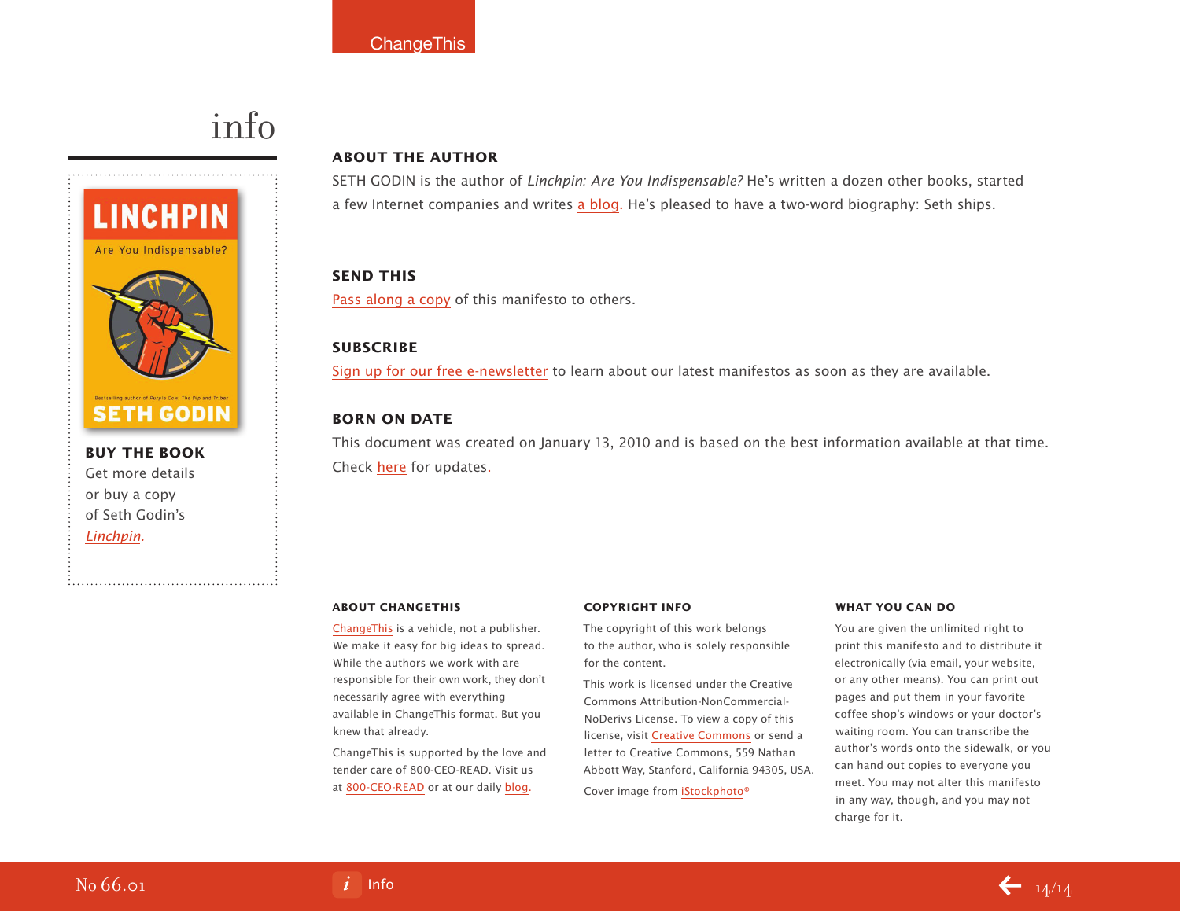# info

**BUY THE BOOK**
Get more details or buy a copy of Seth Godin's *Linchpin*.

### ABOUT THE AUTHOR

SETH GODIN is the author of *Linchpin: Are You Indispensable?* He's written a dozen other books, started a few Internet companies and writes a blog. He's pleased to have a two-word biography: Seth ships.

### SEND THIS

Pass along a copy of this manifesto to others.

### SUBSCRIBE

Sign up for our free e-newsletter to learn about our latest manifestos as soon as they are available.

### BORN ON DATE

This document was created on January 13, 2010 and is based on the best information available at that time. Check here for updates.

#### ABOUT CHANGETHIS

ChangeThis is a vehicle, not a publisher. We make it easy for big ideas to spread. While the authors we work with are responsible for their own work, they don't necessarily agree with everything available in ChangeThis format. But you knew that already.

ChangeThis is supported by the love and tender care of 800-CEO-READ. Visit us at 800-CEO-READ or at our daily blog.

#### COPYRIGHT INFO

The copyright of this work belongs to the author, who is solely responsible for the content.

This work is licensed under the Creative Commons Attribution-NonCommercial-NoDerivs License. To view a copy of this license, visit Creative Commons or send a letter to Creative Commons, 559 Nathan Abbott Way, Stanford, California 94305, USA.

Cover image from iStockphoto®

#### WHAT YOU CAN DO

You are given the unlimited right to print this manifesto and to distribute it electronically (via email, your website, or any other means). You can print out pages and put them in your favorite coffee shop's windows or your doctor's waiting room. You can transcribe the author's words onto the sidewalk, or you can hand out copies to everyone you meet. You may not alter this manifesto in any way, though, and you may not charge for it.